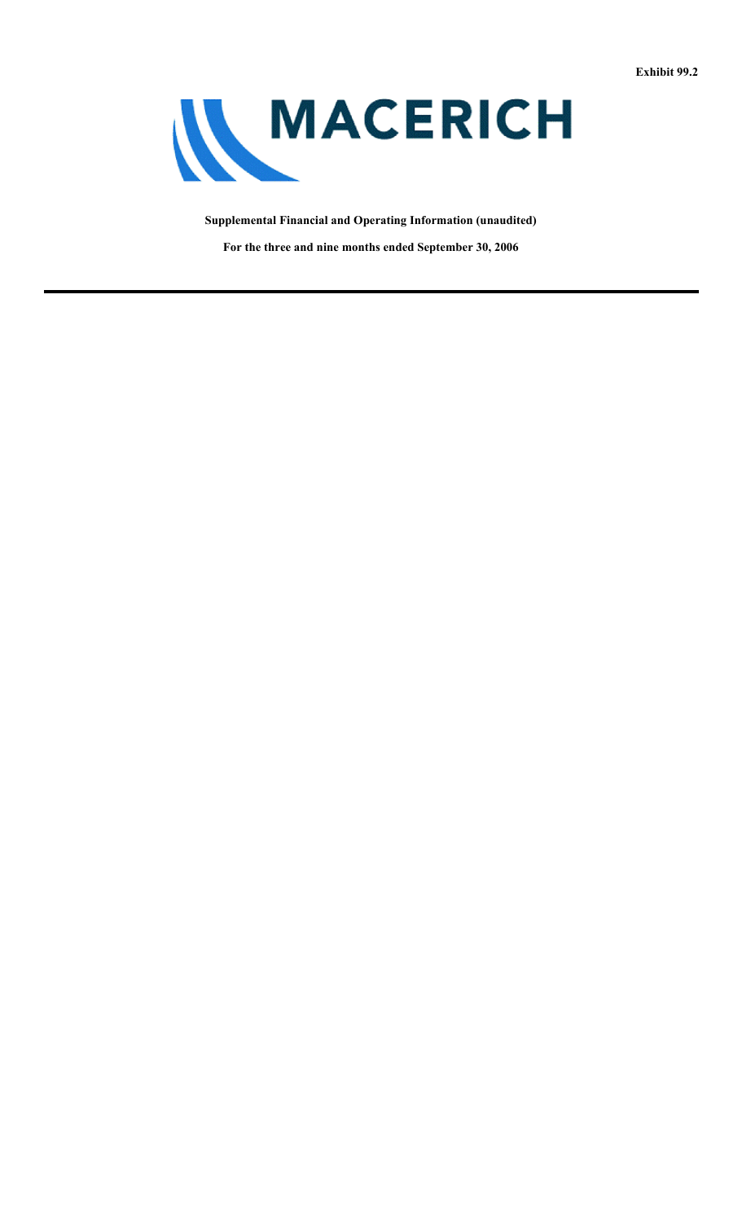**Exhibit 99.2**

# MACERICH

**Supplemental Financial and Operating Information (unaudited)**

**For the three and nine months ended September 30, 2006**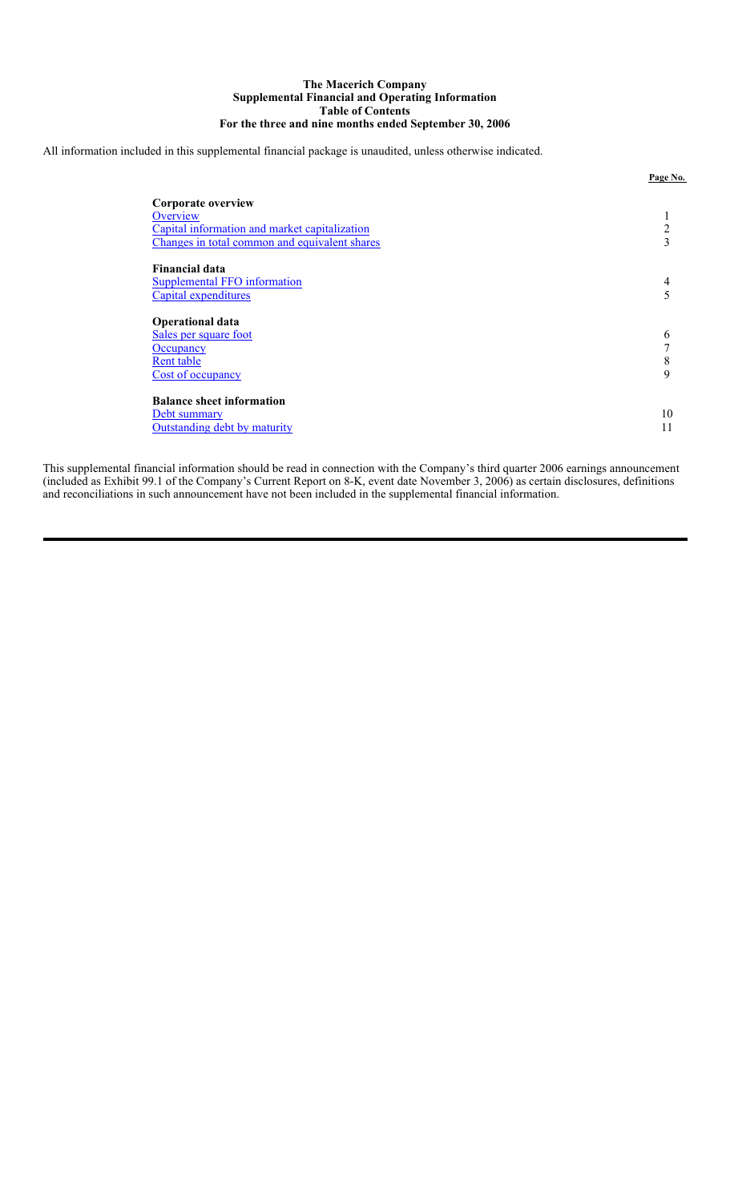**The Macerich Company**
**Supplemental Financial and Operating Information**
**Table of Contents**
**For the three and nine months ended September 30, 2006**

All information included in this supplemental financial package is unaudited, unless otherwise indicated.

| | Page No. |
|---|---|
| **Corporate overview** | |
| Overview | 1 |
| Capital information and market capitalization | 2 |
| Changes in total common and equivalent shares | 3 |
| **Financial data** | |
| Supplemental FFO information | 4 |
| Capital expenditures | 5 |
| **Operational data** | |
| Sales per square foot | 6 |
| Occupancy | 7 |
| Rent table | 8 |
| Cost of occupancy | 9 |
| **Balance sheet information** | |
| Debt summary | 10 |
| Outstanding debt by maturity | 11 |

This supplemental financial information should be read in connection with the Company's third quarter 2006 earnings announcement (included as Exhibit 99.1 of the Company's Current Report on 8-K, event date November 3, 2006) as certain disclosures, definitions and reconciliations in such announcement have not been included in the supplemental financial information.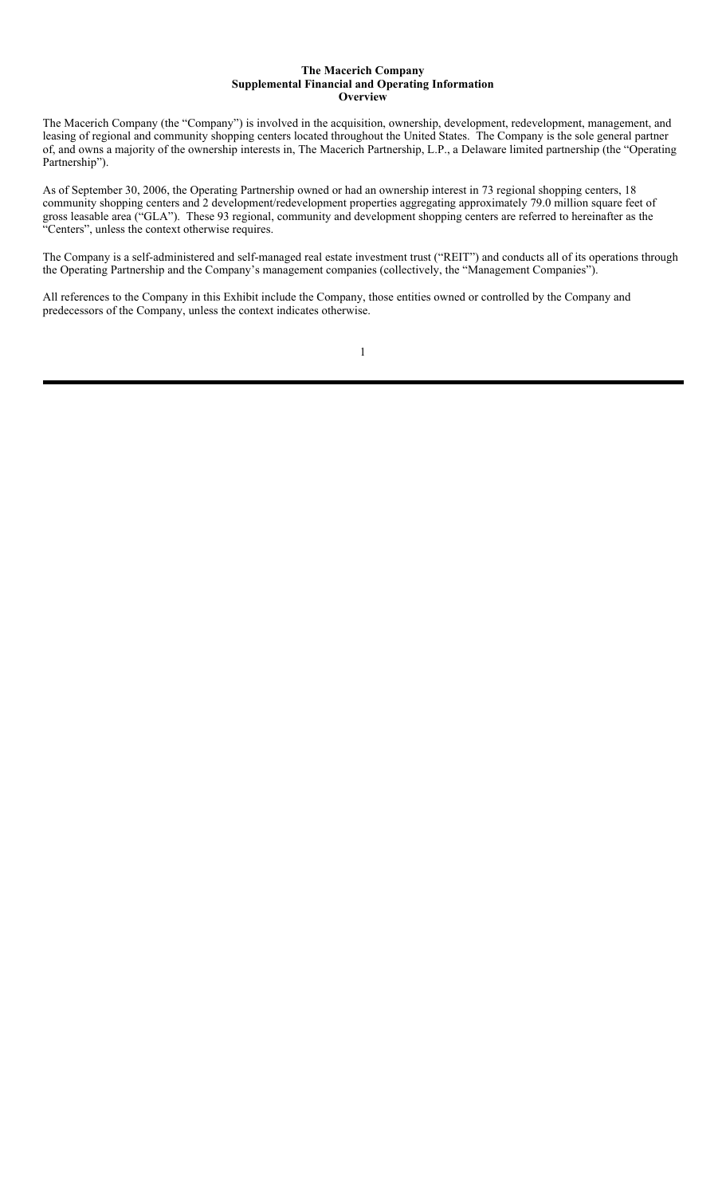**The Macerich Company**
**Supplemental Financial and Operating Information**
**Overview**

The Macerich Company (the "Company") is involved in the acquisition, ownership, development, redevelopment, management, and leasing of regional and community shopping centers located throughout the United States. The Company is the sole general partner of, and owns a majority of the ownership interests in, The Macerich Partnership, L.P., a Delaware limited partnership (the "Operating Partnership").

As of September 30, 2006, the Operating Partnership owned or had an ownership interest in 73 regional shopping centers, 18 community shopping centers and 2 development/redevelopment properties aggregating approximately 79.0 million square feet of gross leasable area ("GLA"). These 93 regional, community and development shopping centers are referred to hereinafter as the "Centers", unless the context otherwise requires.

The Company is a self-administered and self-managed real estate investment trust ("REIT") and conducts all of its operations through the Operating Partnership and the Company's management companies (collectively, the "Management Companies").

All references to the Company in this Exhibit include the Company, those entities owned or controlled by the Company and predecessors of the Company, unless the context indicates otherwise.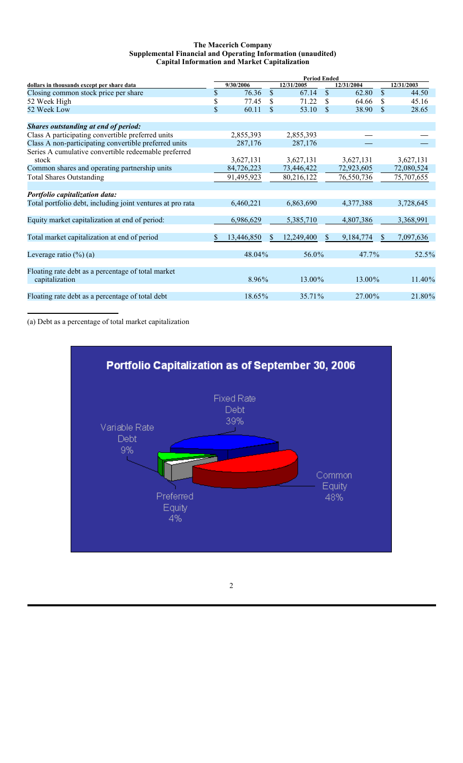**The Macerich Company**
**Supplemental Financial and Operating Information (unaudited)**
**Capital Information and Market Capitalization**

| dollars in thousands except per share data | Period Ended 9/30/2006 | 12/31/2005 | 12/31/2004 | 12/31/2003 |
|---|---|---|---|---|
| Closing common stock price per share | $ 76.36 | $ 67.14 | $ 62.80 | $ 44.50 |
| 52 Week High | $ 77.45 | $ 71.22 | $ 64.66 | $ 45.16 |
| 52 Week Low | $ 60.11 | $ 53.10 | $ 38.90 | $ 28.65 |
| ***Shares outstanding at end of period:*** | | | | |
| Class A participating convertible preferred units | 2,855,393 | 2,855,393 | — | — |
| Class A non-participating convertible preferred units | 287,176 | 287,176 | — | — |
| Series A cumulative convertible redeemable preferred stock | 3,627,131 | 3,627,131 | 3,627,131 | 3,627,131 |
| Common shares and operating partnership units | 84,726,223 | 73,446,422 | 72,923,605 | 72,080,524 |
| Total Shares Outstanding | 91,495,923 | 80,216,122 | 76,550,736 | 75,707,655 |
| ***Portfolio capitalization data:*** | | | | |
| Total portfolio debt, including joint ventures at pro rata | 6,460,221 | 6,863,690 | 4,377,388 | 3,728,645 |
| Equity market capitalization at end of period: | 6,986,629 | 5,385,710 | 4,807,386 | 3,368,991 |
| Total market capitalization at end of period | $ 13,446,850 | $ 12,249,400 | $ 9,184,774 | $ 7,097,636 |
| Leverage ratio (%) (a) | 48.04% | 56.0% | 47.7% | 52.5% |
| Floating rate debt as a percentage of total market capitalization | 8.96% | 13.00% | 13.00% | 11.40% |
| Floating rate debt as a percentage of total debt | 18.65% | 35.71% | 27.00% | 21.80% |

(a) Debt as a percentage of total market capitalization

**Portfolio Capitalization as of September 30, 2006**

- Fixed Rate Debt 39%
- Variable Rate Debt 9%
- Preferred Equity 4%
- Common Equity 48%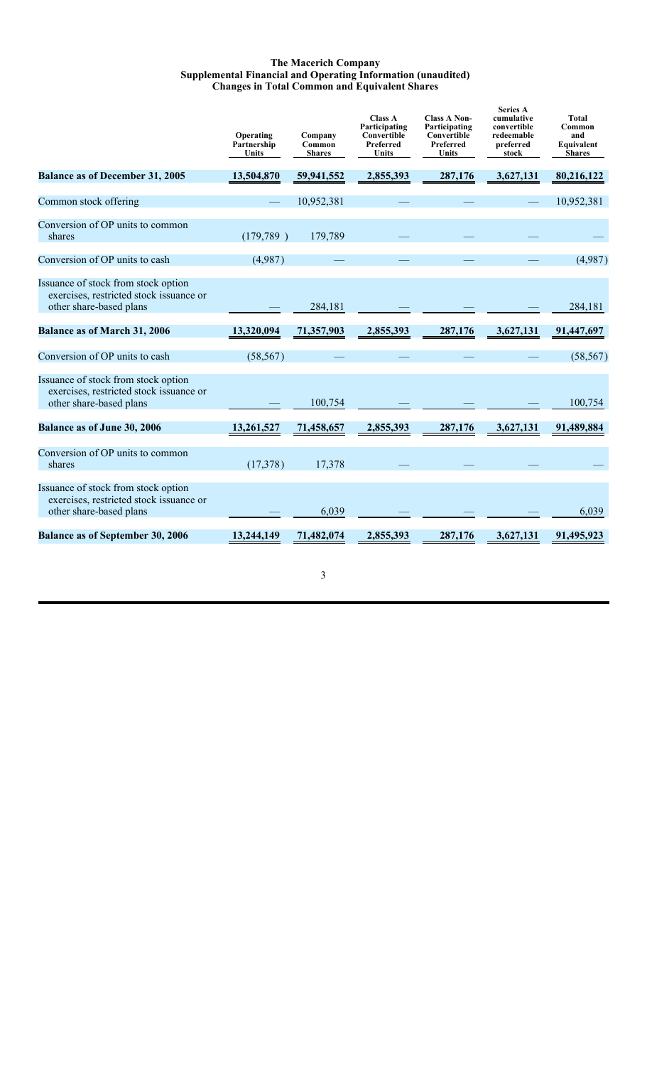**The Macerich Company**
**Supplemental Financial and Operating Information (unaudited)**
**Changes in Total Common and Equivalent Shares**

| | Operating Partnership Units | Company Common Shares | Class A Participating Convertible Preferred Units | Class A Non-Participating Convertible Preferred Units | Series A cumulative convertible redeemable preferred stock | Total Common and Equivalent Shares |
|---|---|---|---|---|---|---|
| **Balance as of December 31, 2005** | **13,504,870** | **59,941,552** | **2,855,393** | **287,176** | **3,627,131** | **80,216,122** |
| Common stock offering | — | 10,952,381 | — | — | — | 10,952,381 |
| Conversion of OP units to common shares | (179,789 ) | 179,789 | — | — | — | — |
| Conversion of OP units to cash | (4,987) | — | — | — | — | (4,987) |
| Issuance of stock from stock option exercises, restricted stock issuance or other share-based plans | — | 284,181 | — | — | — | 284,181 |
| **Balance as of March 31, 2006** | **13,320,094** | **71,357,903** | **2,855,393** | **287,176** | **3,627,131** | **91,447,697** |
| Conversion of OP units to cash | (58,567) | — | — | — | — | (58,567) |
| Issuance of stock from stock option exercises, restricted stock issuance or other share-based plans | — | 100,754 | — | — | — | 100,754 |
| **Balance as of June 30, 2006** | **13,261,527** | **71,458,657** | **2,855,393** | **287,176** | **3,627,131** | **91,489,884** |
| Conversion of OP units to common shares | (17,378) | 17,378 | — | — | — | — |
| Issuance of stock from stock option exercises, restricted stock issuance or other share-based plans | — | 6,039 | — | — | — | 6,039 |
| **Balance as of September 30, 2006** | **13,244,149** | **71,482,074** | **2,855,393** | **287,176** | **3,627,131** | **91,495,923** |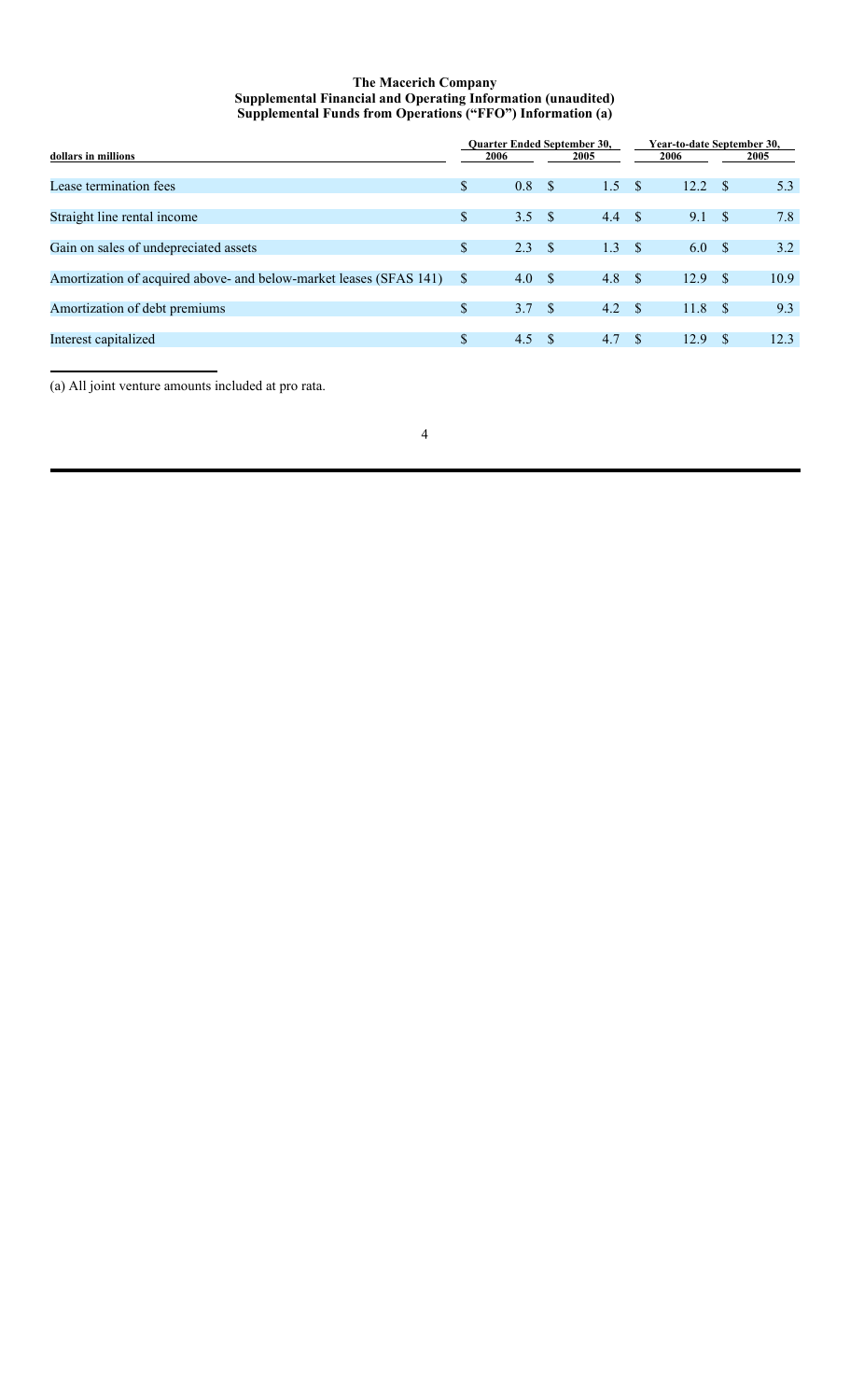**The Macerich Company**
**Supplemental Financial and Operating Information (unaudited)**
**Supplemental Funds from Operations ("FFO") Information (a)**

| dollars in millions | Quarter Ended September 30, | | Year-to-date September 30, | |
|---|---|---|---|---|
| | 2006 | 2005 | 2006 | 2005 |
| Lease termination fees | $ 0.8 | $ 1.5 | $ 12.2 | $ 5.3 |
| Straight line rental income | $ 3.5 | $ 4.4 | $ 9.1 | $ 7.8 |
| Gain on sales of undepreciated assets | $ 2.3 | $ 1.3 | $ 6.0 | $ 3.2 |
| Amortization of acquired above- and below-market leases (SFAS 141) | $ 4.0 | $ 4.8 | $ 12.9 | $ 10.9 |
| Amortization of debt premiums | $ 3.7 | $ 4.2 | $ 11.8 | $ 9.3 |
| Interest capitalized | $ 4.5 | $ 4.7 | $ 12.9 | $ 12.3 |

(a) All joint venture amounts included at pro rata.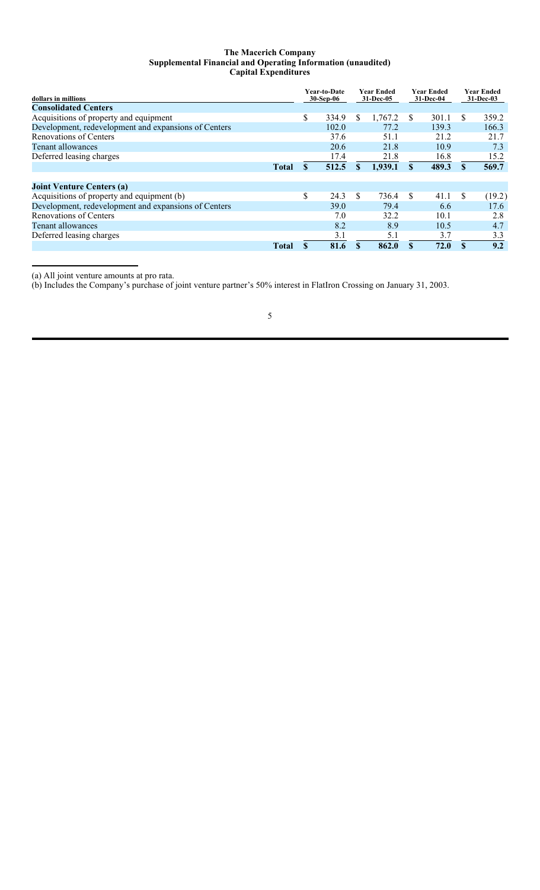**The Macerich Company**
**Supplemental Financial and Operating Information (unaudited)**
**Capital Expenditures**

| dollars in millions | | Year-to-Date 30-Sep-06 | Year Ended 31-Dec-05 | Year Ended 31-Dec-04 | Year Ended 31-Dec-03 |
|---|---|---|---|---|---|
| **Consolidated Centers** | | | | | |
| Acquisitions of property and equipment | | $ 334.9 | $ 1,767.2 | $ 301.1 | $ 359.2 |
| Development, redevelopment and expansions of Centers | | 102.0 | 77.2 | 139.3 | 166.3 |
| Renovations of Centers | | 37.6 | 51.1 | 21.2 | 21.7 |
| Tenant allowances | | 20.6 | 21.8 | 10.9 | 7.3 |
| Deferred leasing charges | | 17.4 | 21.8 | 16.8 | 15.2 |
| | **Total** | **$ 512.5** | **$ 1,939.1** | **$ 489.3** | **$ 569.7** |
| | | | | | |
| **Joint Venture Centers (a)** | | | | | |
| Acquisitions of property and equipment (b) | | $ 24.3 | $ 736.4 | $ 41.1 | $ (19.2) |
| Development, redevelopment and expansions of Centers | | 39.0 | 79.4 | 6.6 | 17.6 |
| Renovations of Centers | | 7.0 | 32.2 | 10.1 | 2.8 |
| Tenant allowances | | 8.2 | 8.9 | 10.5 | 4.7 |
| Deferred leasing charges | | 3.1 | 5.1 | 3.7 | 3.3 |
| | **Total** | **$ 81.6** | **$ 862.0** | **$ 72.0** | **$ 9.2** |

(a) All joint venture amounts at pro rata.

(b) Includes the Company's purchase of joint venture partner's 50% interest in FlatIron Crossing on January 31, 2003.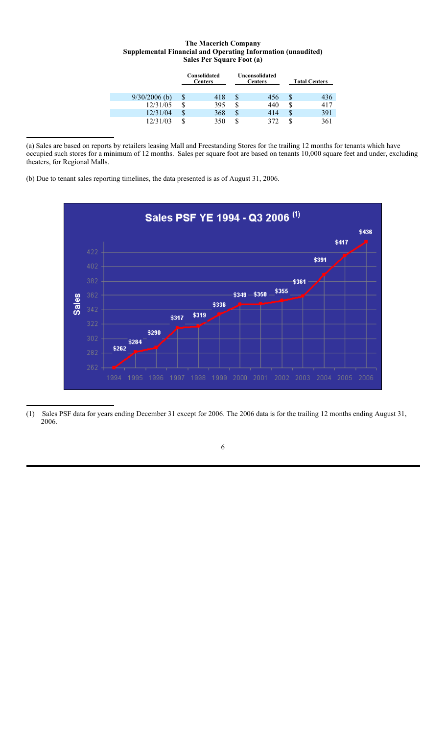**The Macerich Company**
**Supplemental Financial and Operating Information (unaudited)**
**Sales Per Square Foot (a)**

| | Consolidated Centers | | Unconsolidated Centers | | Total Centers | |
|---|---|---|---|---|---|---|
| 9/30/2006 (b) | $ | 418 | $ | 456 | $ | 436 |
| 12/31/05 | $ | 395 | $ | 440 | $ | 417 |
| 12/31/04 | $ | 368 | $ | 414 | $ | 391 |
| 12/31/03 | $ | 350 | $ | 372 | $ | 361 |

(a) Sales are based on reports by retailers leasing Mall and Freestanding Stores for the trailing 12 months for tenants which have occupied such stores for a minimum of 12 months. Sales per square foot are based on tenants 10,000 square feet and under, excluding theaters, for Regional Malls.

(b) Due to tenant sales reporting timelines, the data presented is as of August 31, 2006.

**Sales PSF YE 1994 - Q3 2006 (1)**

| Year | 1994 | 1995 | 1996 | 1997 | 1998 | 1999 | 2000 | 2001 | 2002 | 2003 | 2004 | 2005 | 2006 |
|---|---|---|---|---|---|---|---|---|---|---|---|---|---|
| Sales | $262 | $284 | $290 | $317 | $319 | $336 | $349 | $350 | $355 | $361 | $391 | $417 | $436 |

(1) Sales PSF data for years ending December 31 except for 2006. The 2006 data is for the trailing 12 months ending August 31, 2006.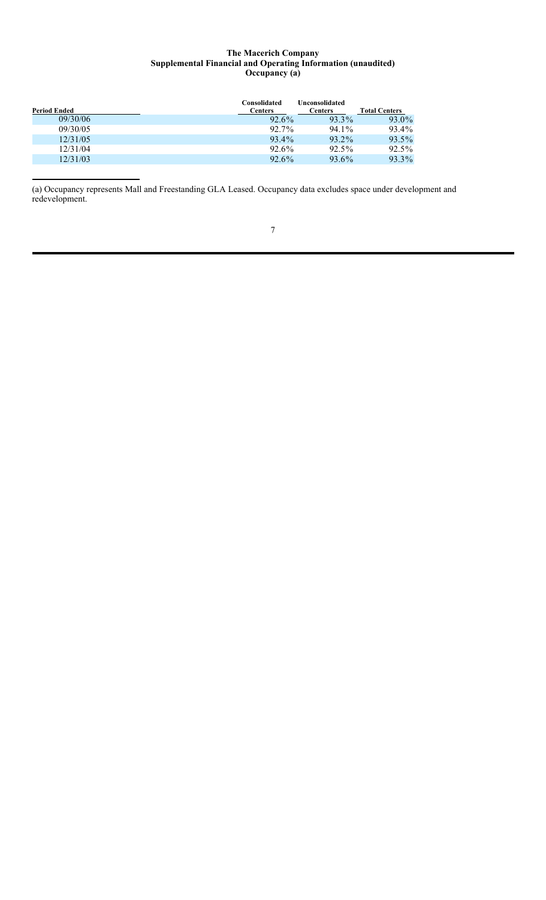**The Macerich Company**
**Supplemental Financial and Operating Information (unaudited)**
**Occupancy (a)**

| Period Ended | Consolidated Centers | Unconsolidated Centers | Total Centers |
|---|---|---|---|
| 09/30/06 | 92.6% | 93.3% | 93.0% |
| 09/30/05 | 92.7% | 94.1% | 93.4% |
| 12/31/05 | 93.4% | 93.2% | 93.5% |
| 12/31/04 | 92.6% | 92.5% | 92.5% |
| 12/31/03 | 92.6% | 93.6% | 93.3% |

(a) Occupancy represents Mall and Freestanding GLA Leased. Occupancy data excludes space under development and redevelopment.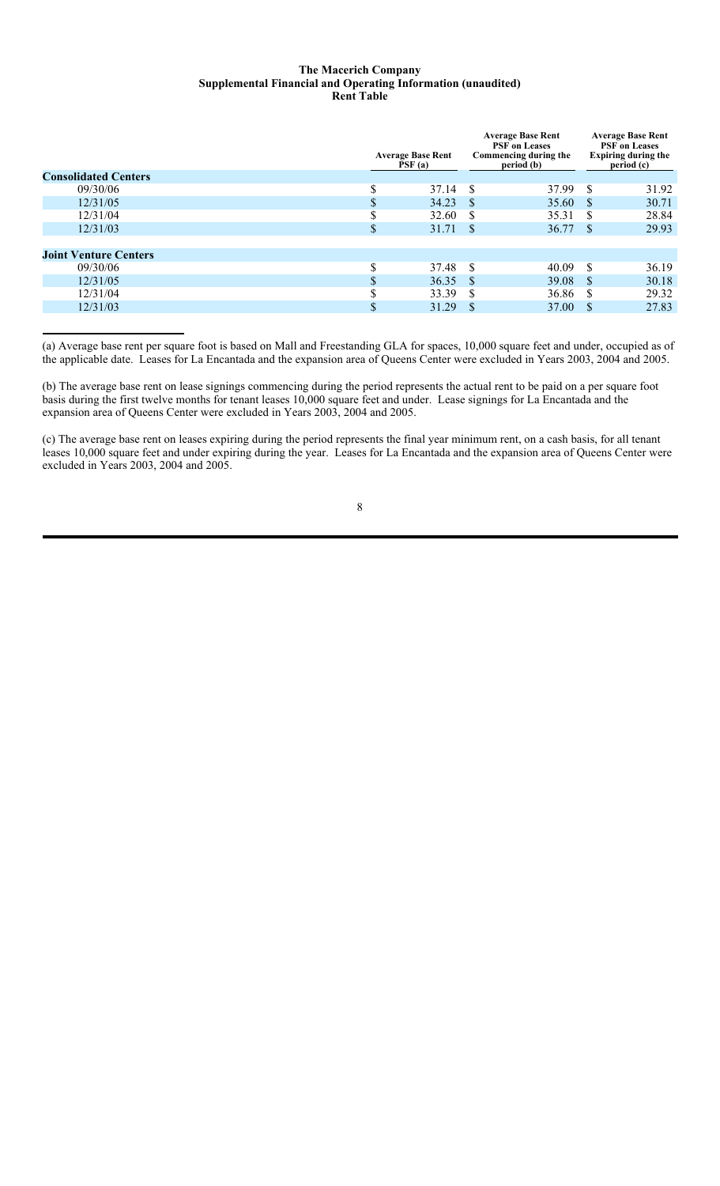**The Macerich Company**
**Supplemental Financial and Operating Information (unaudited)**
**Rent Table**

| | Average Base Rent PSF (a) | Average Base Rent PSF on Leases Commencing during the period (b) | Average Base Rent PSF on Leases Expiring during the period (c) |
|---|---|---|---|
| **Consolidated Centers** | | | |
| 09/30/06 | $ 37.14 | $ 37.99 | $ 31.92 |
| 12/31/05 | $ 34.23 | $ 35.60 | $ 30.71 |
| 12/31/04 | $ 32.60 | $ 35.31 | $ 28.84 |
| 12/31/03 | $ 31.71 | $ 36.77 | $ 29.93 |
| **Joint Venture Centers** | | | |
| 09/30/06 | $ 37.48 | $ 40.09 | $ 36.19 |
| 12/31/05 | $ 36.35 | $ 39.08 | $ 30.18 |
| 12/31/04 | $ 33.39 | $ 36.86 | $ 29.32 |
| 12/31/03 | $ 31.29 | $ 37.00 | $ 27.83 |

(a) Average base rent per square foot is based on Mall and Freestanding GLA for spaces, 10,000 square feet and under, occupied as of the applicable date. Leases for La Encantada and the expansion area of Queens Center were excluded in Years 2003, 2004 and 2005.

(b) The average base rent on lease signings commencing during the period represents the actual rent to be paid on a per square foot basis during the first twelve months for tenant leases 10,000 square feet and under. Lease signings for La Encantada and the expansion area of Queens Center were excluded in Years 2003, 2004 and 2005.

(c) The average base rent on leases expiring during the period represents the final year minimum rent, on a cash basis, for all tenant leases 10,000 square feet and under expiring during the year. Leases for La Encantada and the expansion area of Queens Center were excluded in Years 2003, 2004 and 2005.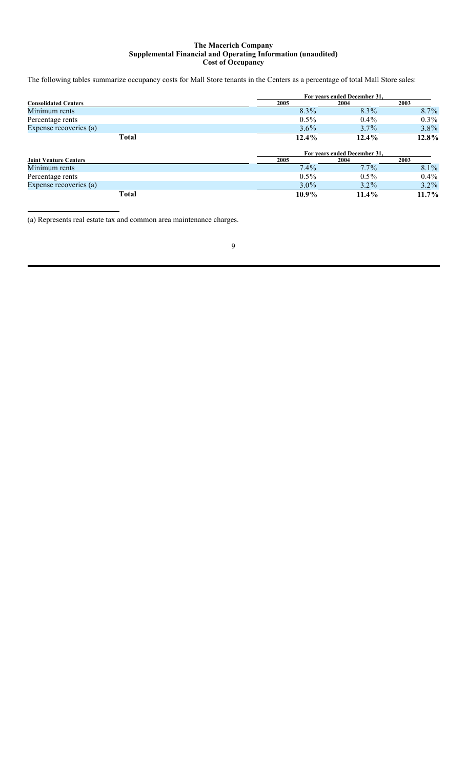**The Macerich Company**
**Supplemental Financial and Operating Information (unaudited)**
**Cost of Occupancy**

The following tables summarize occupancy costs for Mall Store tenants in the Centers as a percentage of total Mall Store sales:

| | For years ended December 31, | | |
|---|---|---|---|
| **Consolidated Centers** | **2005** | **2004** | **2003** |
| Minimum rents | 8.3% | 8.3% | 8.7% |
| Percentage rents | 0.5% | 0.4% | 0.3% |
| Expense recoveries (a) | 3.6% | 3.7% | 3.8% |
| **Total** | **12.4%** | **12.4%** | **12.8%** |

| | For years ended December 31, | | |
|---|---|---|---|
| **Joint Venture Centers** | **2005** | **2004** | **2003** |
| Minimum rents | 7.4% | 7.7% | 8.1% |
| Percentage rents | 0.5% | 0.5% | 0.4% |
| Expense recoveries (a) | 3.0% | 3.2% | 3.2% |
| **Total** | **10.9%** | **11.4%** | **11.7%** |

(a) Represents real estate tax and common area maintenance charges.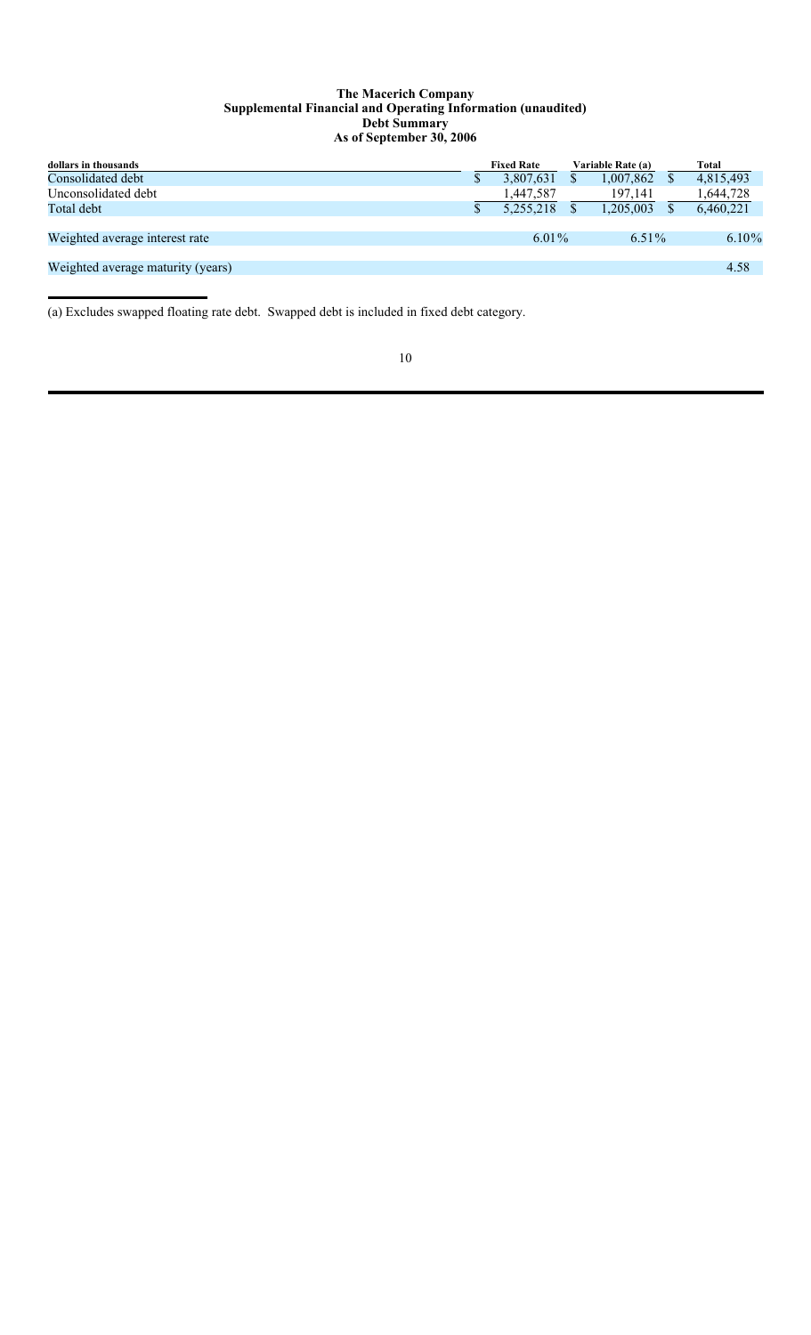**The Macerich Company**
**Supplemental Financial and Operating Information (unaudited)**
**Debt Summary**
**As of September 30, 2006**

| dollars in thousands | Fixed Rate | Variable Rate (a) | Total |
|---|---|---|---|
| Consolidated debt | $ 3,807,631 | $ 1,007,862 | $ 4,815,493 |
| Unconsolidated debt | 1,447,587 | 197,141 | 1,644,728 |
| Total debt | $ 5,255,218 | $ 1,205,003 | $ 6,460,221 |
| | | | |
| Weighted average interest rate | 6.01% | 6.51% | 6.10% |
| | | | |
| Weighted average maturity (years) | | | 4.58 |

(a) Excludes swapped floating rate debt. Swapped debt is included in fixed debt category.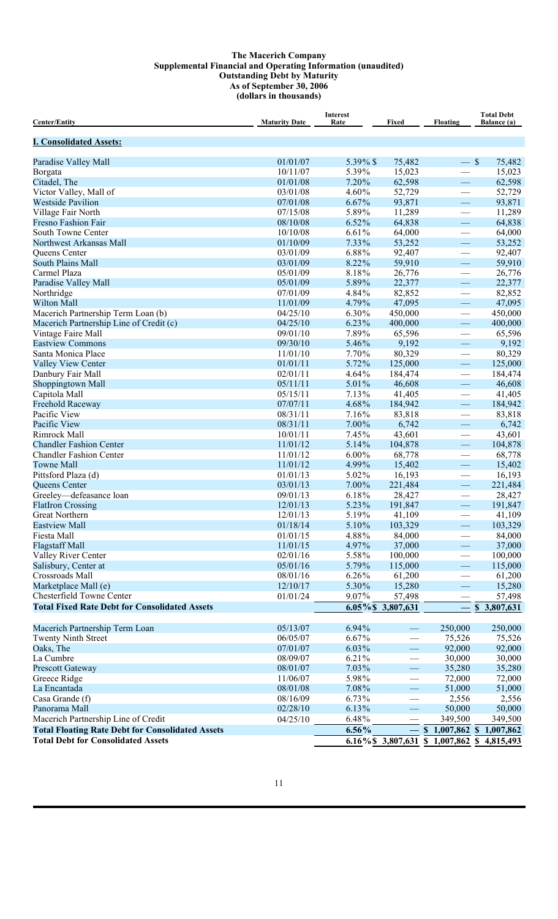**The Macerich Company**
**Supplemental Financial and Operating Information (unaudited)**
**Outstanding Debt by Maturity**
**As of September 30, 2006**
**(dollars in thousands)**

| Center/Entity | Maturity Date | Interest Rate | Fixed | Floating | Total Debt Balance (a) |
|---|---|---|---|---|---|
| **I. Consolidated Assets:** | | | | | |
| Paradise Valley Mall | 01/01/07 | 5.39% | $ 75,482 | — | $ 75,482 |
| Borgata | 10/11/07 | 5.39% | 15,023 | — | 15,023 |
| Citadel, The | 01/01/08 | 7.20% | 62,598 | — | 62,598 |
| Victor Valley, Mall of | 03/01/08 | 4.60% | 52,729 | — | 52,729 |
| Westside Pavilion | 07/01/08 | 6.67% | 93,871 | — | 93,871 |
| Village Fair North | 07/15/08 | 5.89% | 11,289 | — | 11,289 |
| Fresno Fashion Fair | 08/10/08 | 6.52% | 64,838 | — | 64,838 |
| South Towne Center | 10/10/08 | 6.61% | 64,000 | — | 64,000 |
| Northwest Arkansas Mall | 01/10/09 | 7.33% | 53,252 | — | 53,252 |
| Queens Center | 03/01/09 | 6.88% | 92,407 | — | 92,407 |
| South Plains Mall | 03/01/09 | 8.22% | 59,910 | — | 59,910 |
| Carmel Plaza | 05/01/09 | 8.18% | 26,776 | — | 26,776 |
| Paradise Valley Mall | 05/01/09 | 5.89% | 22,377 | — | 22,377 |
| Northridge | 07/01/09 | 4.84% | 82,852 | — | 82,852 |
| Wilton Mall | 11/01/09 | 4.79% | 47,095 | — | 47,095 |
| Macerich Partnership Term Loan (b) | 04/25/10 | 6.30% | 450,000 | — | 450,000 |
| Macerich Partnership Line of Credit (c) | 04/25/10 | 6.23% | 400,000 | — | 400,000 |
| Vintage Faire Mall | 09/01/10 | 7.89% | 65,596 | — | 65,596 |
| Eastview Commons | 09/30/10 | 5.46% | 9,192 | — | 9,192 |
| Santa Monica Place | 11/01/10 | 7.70% | 80,329 | — | 80,329 |
| Valley View Center | 01/01/11 | 5.72% | 125,000 | — | 125,000 |
| Danbury Fair Mall | 02/01/11 | 4.64% | 184,474 | — | 184,474 |
| Shoppingtown Mall | 05/11/11 | 5.01% | 46,608 | — | 46,608 |
| Capitola Mall | 05/15/11 | 7.13% | 41,405 | — | 41,405 |
| Freehold Raceway | 07/07/11 | 4.68% | 184,942 | — | 184,942 |
| Pacific View | 08/31/11 | 7.16% | 83,818 | — | 83,818 |
| Pacific View | 08/31/11 | 7.00% | 6,742 | — | 6,742 |
| Rimrock Mall | 10/01/11 | 7.45% | 43,601 | — | 43,601 |
| Chandler Fashion Center | 11/01/12 | 5.14% | 104,878 | — | 104,878 |
| Chandler Fashion Center | 11/01/12 | 6.00% | 68,778 | — | 68,778 |
| Towne Mall | 11/01/12 | 4.99% | 15,402 | — | 15,402 |
| Pittsford Plaza (d) | 01/01/13 | 5.02% | 16,193 | — | 16,193 |
| Queens Center | 03/01/13 | 7.00% | 221,484 | — | 221,484 |
| Greeley—defeasance loan | 09/01/13 | 6.18% | 28,427 | — | 28,427 |
| FlatIron Crossing | 12/01/13 | 5.23% | 191,847 | — | 191,847 |
| Great Northern | 12/01/13 | 5.19% | 41,109 | — | 41,109 |
| Eastview Mall | 01/18/14 | 5.10% | 103,329 | — | 103,329 |
| Fiesta Mall | 01/01/15 | 4.88% | 84,000 | — | 84,000 |
| Flagstaff Mall | 11/01/15 | 4.97% | 37,000 | — | 37,000 |
| Valley River Center | 02/01/16 | 5.58% | 100,000 | — | 100,000 |
| Salisbury, Center at | 05/01/16 | 5.79% | 115,000 | — | 115,000 |
| Crossroads Mall | 08/01/16 | 6.26% | 61,200 | — | 61,200 |
| Marketplace Mall (e) | 12/10/17 | 5.30% | 15,280 | — | 15,280 |
| Chesterfield Towne Center | 01/01/24 | 9.07% | 57,498 | — | 57,498 |
| **Total Fixed Rate Debt for Consolidated Assets** | | 6.05% | $ 3,807,631 | — | $ 3,807,631 |
| | | | | | |
| Macerich Partnership Term Loan | 05/13/07 | 6.94% | — | 250,000 | 250,000 |
| Twenty Ninth Street | 06/05/07 | 6.67% | — | 75,526 | 75,526 |
| Oaks, The | 07/01/07 | 6.03% | — | 92,000 | 92,000 |
| La Cumbre | 08/09/07 | 6.21% | — | 30,000 | 30,000 |
| Prescott Gateway | 08/01/07 | 7.03% | — | 35,280 | 35,280 |
| Greece Ridge | 11/06/07 | 5.98% | — | 72,000 | 72,000 |
| La Encantada | 08/01/08 | 7.08% | — | 51,000 | 51,000 |
| Casa Grande (f) | 08/16/09 | 6.73% | — | 2,556 | 2,556 |
| Panorama Mall | 02/28/10 | 6.13% | — | 50,000 | 50,000 |
| Macerich Partnership Line of Credit | 04/25/10 | 6.48% | — | 349,500 | 349,500 |
| **Total Floating Rate Debt for Consolidated Assets** | | **6.56%** | — | $ 1,007,862 | $ 1,007,862 |
| **Total Debt for Consolidated Assets** | | 6.16% | $ 3,807,631 | $ 1,007,862 | $ 4,815,493 |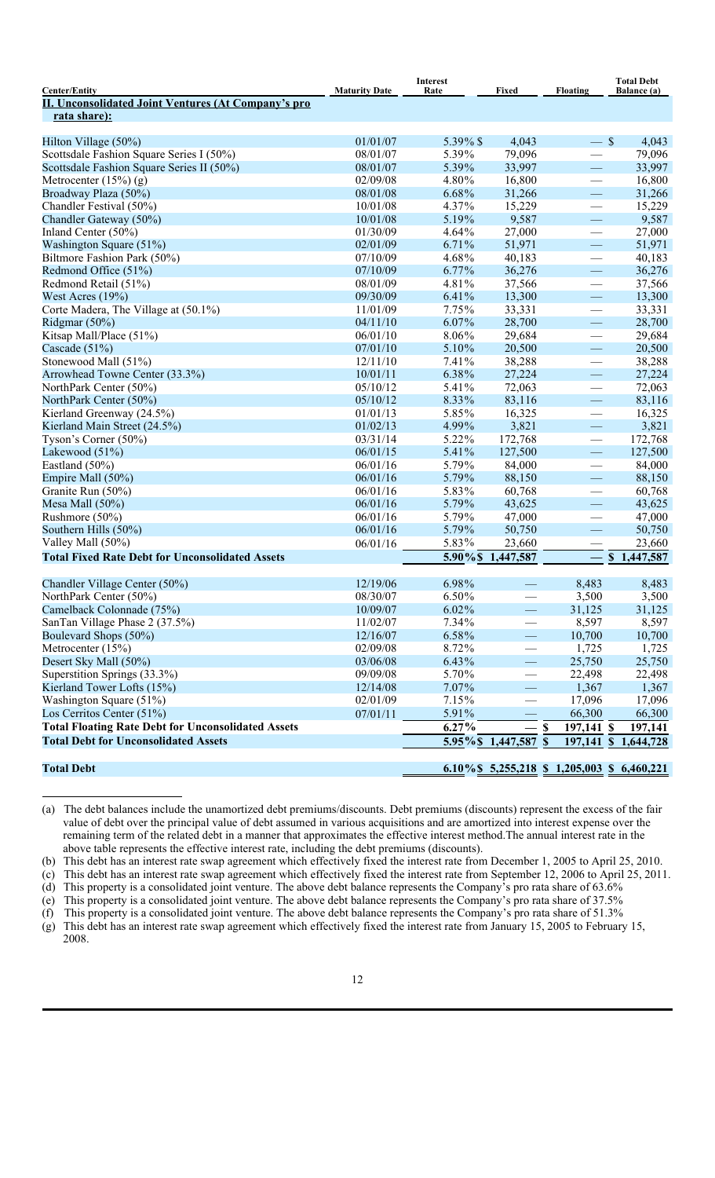| Center/Entity | Maturity Date | Interest Rate | Fixed | Floating | Total Debt Balance (a) |
|---|---|---|---|---|---|
| **II. Unconsolidated Joint Ventures (At Company's pro rata share):** | | | | | |
| Hilton Village (50%) | 01/01/07 | 5.39% | $ 4,043 | — | $ 4,043 |
| Scottsdale Fashion Square Series I (50%) | 08/01/07 | 5.39% | 79,096 | — | 79,096 |
| Scottsdale Fashion Square Series II (50%) | 08/01/07 | 5.39% | 33,997 | — | 33,997 |
| Metrocenter (15%) (g) | 02/09/08 | 4.80% | 16,800 | — | 16,800 |
| Broadway Plaza (50%) | 08/01/08 | 6.68% | 31,266 | — | 31,266 |
| Chandler Festival (50%) | 10/01/08 | 4.37% | 15,229 | — | 15,229 |
| Chandler Gateway (50%) | 10/01/08 | 5.19% | 9,587 | — | 9,587 |
| Inland Center (50%) | 01/30/09 | 4.64% | 27,000 | — | 27,000 |
| Washington Square (51%) | 02/01/09 | 6.71% | 51,971 | — | 51,971 |
| Biltmore Fashion Park (50%) | 07/10/09 | 4.68% | 40,183 | — | 40,183 |
| Redmond Office (51%) | 07/10/09 | 6.77% | 36,276 | — | 36,276 |
| Redmond Retail (51%) | 08/01/09 | 4.81% | 37,566 | — | 37,566 |
| West Acres (19%) | 09/30/09 | 6.41% | 13,300 | — | 13,300 |
| Corte Madera, The Village at (50.1%) | 11/01/09 | 7.75% | 33,331 | — | 33,331 |
| Ridgmar (50%) | 04/11/10 | 6.07% | 28,700 | — | 28,700 |
| Kitsap Mall/Place (51%) | 06/01/10 | 8.06% | 29,684 | — | 29,684 |
| Cascade (51%) | 07/01/10 | 5.10% | 20,500 | — | 20,500 |
| Stonewood Mall (51%) | 12/11/10 | 7.41% | 38,288 | — | 38,288 |
| Arrowhead Towne Center (33.3%) | 10/01/11 | 6.38% | 27,224 | — | 27,224 |
| NorthPark Center (50%) | 05/10/12 | 5.41% | 72,063 | — | 72,063 |
| NorthPark Center (50%) | 05/10/12 | 8.33% | 83,116 | — | 83,116 |
| Kierland Greenway (24.5%) | 01/01/13 | 5.85% | 16,325 | — | 16,325 |
| Kierland Main Street (24.5%) | 01/02/13 | 4.99% | 3,821 | — | 3,821 |
| Tyson's Corner (50%) | 03/31/14 | 5.22% | 172,768 | — | 172,768 |
| Lakewood (51%) | 06/01/15 | 5.41% | 127,500 | — | 127,500 |
| Eastland (50%) | 06/01/16 | 5.79% | 84,000 | — | 84,000 |
| Empire Mall (50%) | 06/01/16 | 5.79% | 88,150 | — | 88,150 |
| Granite Run (50%) | 06/01/16 | 5.83% | 60,768 | — | 60,768 |
| Mesa Mall (50%) | 06/01/16 | 5.79% | 43,625 | — | 43,625 |
| Rushmore (50%) | 06/01/16 | 5.79% | 47,000 | — | 47,000 |
| Southern Hills (50%) | 06/01/16 | 5.79% | 50,750 | — | 50,750 |
| Valley Mall (50%) | 06/01/16 | 5.83% | 23,660 | — | 23,660 |
| **Total Fixed Rate Debt for Unconsolidated Assets** | | 5.90% | $ 1,447,587 | — | $ 1,447,587 |
| Chandler Village Center (50%) | 12/19/06 | 6.98% | — | 8,483 | 8,483 |
| NorthPark Center (50%) | 08/30/07 | 6.50% | — | 3,500 | 3,500 |
| Camelback Colonnade (75%) | 10/09/07 | 6.02% | — | 31,125 | 31,125 |
| SanTan Village Phase 2 (37.5%) | 11/02/07 | 7.34% | — | 8,597 | 8,597 |
| Boulevard Shops (50%) | 12/16/07 | 6.58% | — | 10,700 | 10,700 |
| Metrocenter (15%) | 02/09/08 | 8.72% | — | 1,725 | 1,725 |
| Desert Sky Mall (50%) | 03/06/08 | 6.43% | — | 25,750 | 25,750 |
| Superstition Springs (33.3%) | 09/09/08 | 5.70% | — | 22,498 | 22,498 |
| Kierland Tower Lofts (15%) | 12/14/08 | 7.07% | — | 1,367 | 1,367 |
| Washington Square (51%) | 02/01/09 | 7.15% | — | 17,096 | 17,096 |
| Los Cerritos Center (51%) | 07/01/11 | 5.91% | — | 66,300 | 66,300 |
| **Total Floating Rate Debt for Unconsolidated Assets** | | 6.27% | — | $ 197,141 | $ 197,141 |
| **Total Debt for Unconsolidated Assets** | | 5.95% | $ 1,447,587 | $ 197,141 | $ 1,644,728 |
| **Total Debt** | | 6.10% | $ 5,255,218 | $ 1,205,003 | $ 6,460,221 |

(a) The debt balances include the unamortized debt premiums/discounts. Debt premiums (discounts) represent the excess of the fair value of debt over the principal value of debt assumed in various acquisitions and are amortized into interest expense over the remaining term of the related debt in a manner that approximates the effective interest method.The annual interest rate in the above table represents the effective interest rate, including the debt premiums (discounts).

(b) This debt has an interest rate swap agreement which effectively fixed the interest rate from December 1, 2005 to April 25, 2010.

(c) This debt has an interest rate swap agreement which effectively fixed the interest rate from September 12, 2006 to April 25, 2011.

(d) This property is a consolidated joint venture. The above debt balance represents the Company's pro rata share of 63.6%

(e) This property is a consolidated joint venture. The above debt balance represents the Company's pro rata share of 37.5%

(f) This property is a consolidated joint venture. The above debt balance represents the Company's pro rata share of 51.3%

(g) This debt has an interest rate swap agreement which effectively fixed the interest rate from January 15, 2005 to February 15, 2008.